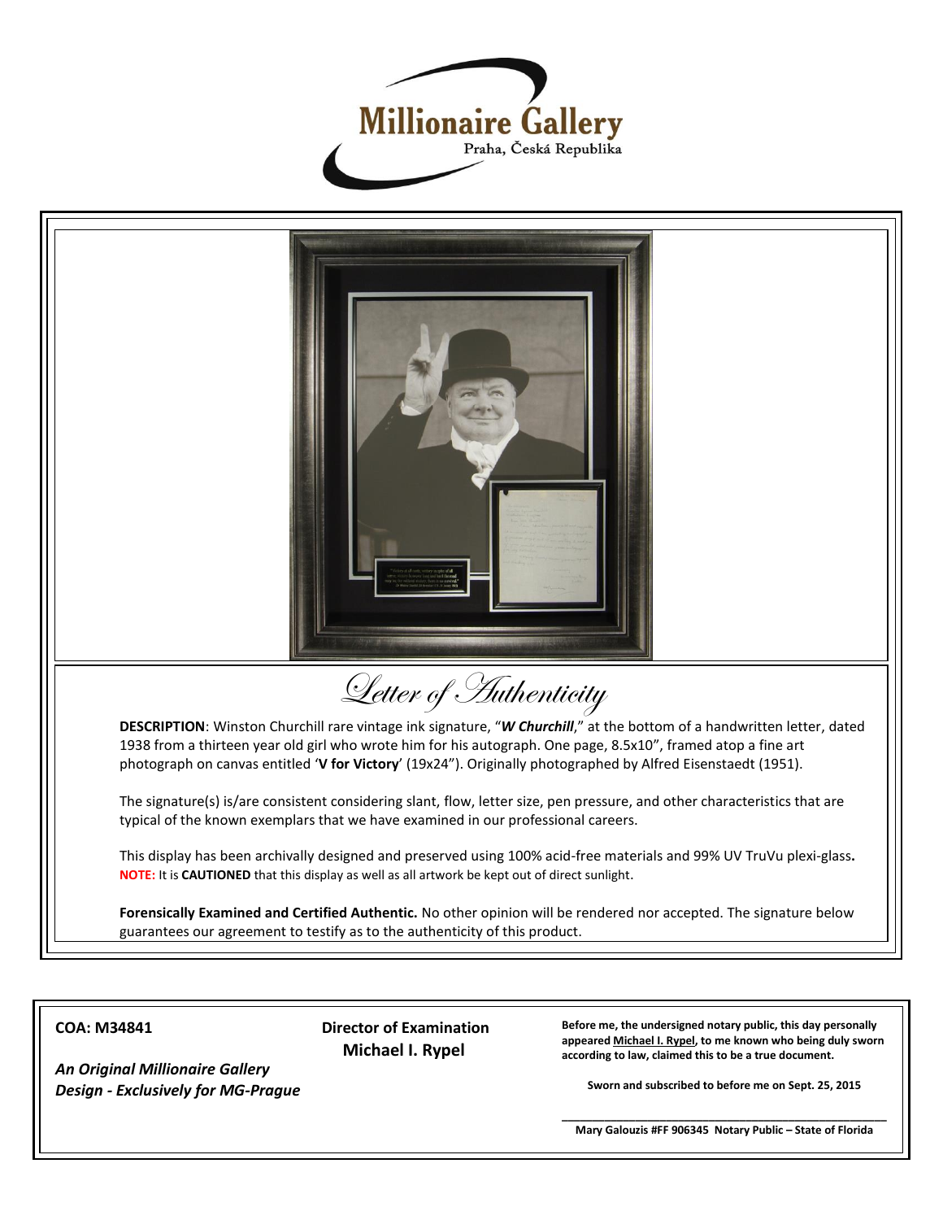Millionaire Gallery

Praha, Česká Republika

# Letter of Authenticity

**DESCRIPTION**: Winston Churchill rare vintage ink signature, "***W Churchill***," at the bottom of a handwritten letter, dated 1938 from a thirteen year old girl who wrote him for his autograph. One page, 8.5x10", framed atop a fine art photograph on canvas entitled '**V for Victory**' (19x24"). Originally photographed by Alfred Eisenstaedt (1951).

The signature(s) is/are consistent considering slant, flow, letter size, pen pressure, and other characteristics that are typical of the known exemplars that we have examined in our professional careers.

This display has been archivally designed and preserved using 100% acid-free materials and 99% UV TruVu plexi-glass**.**
**NOTE:** It is **CAUTIONED** that this display as well as all artwork be kept out of direct sunlight.

**Forensically Examined and Certified Authentic.** No other opinion will be rendered nor accepted. The signature below guarantees our agreement to testify as to the authenticity of this product.

**COA: M34841**

***An Original Millionaire Gallery Design - Exclusively for MG-Prague***

**Director of Examination**
**Michael I. Rypel**

**Before me, the undersigned notary public, this day personally appeared Michael I. Rypel, to me known who being duly sworn according to law, claimed this to be a true document.**

**Sworn and subscribed to before me on Sept. 25, 2015**

**Mary Galouzis #FF 906345 Notary Public – State of Florida**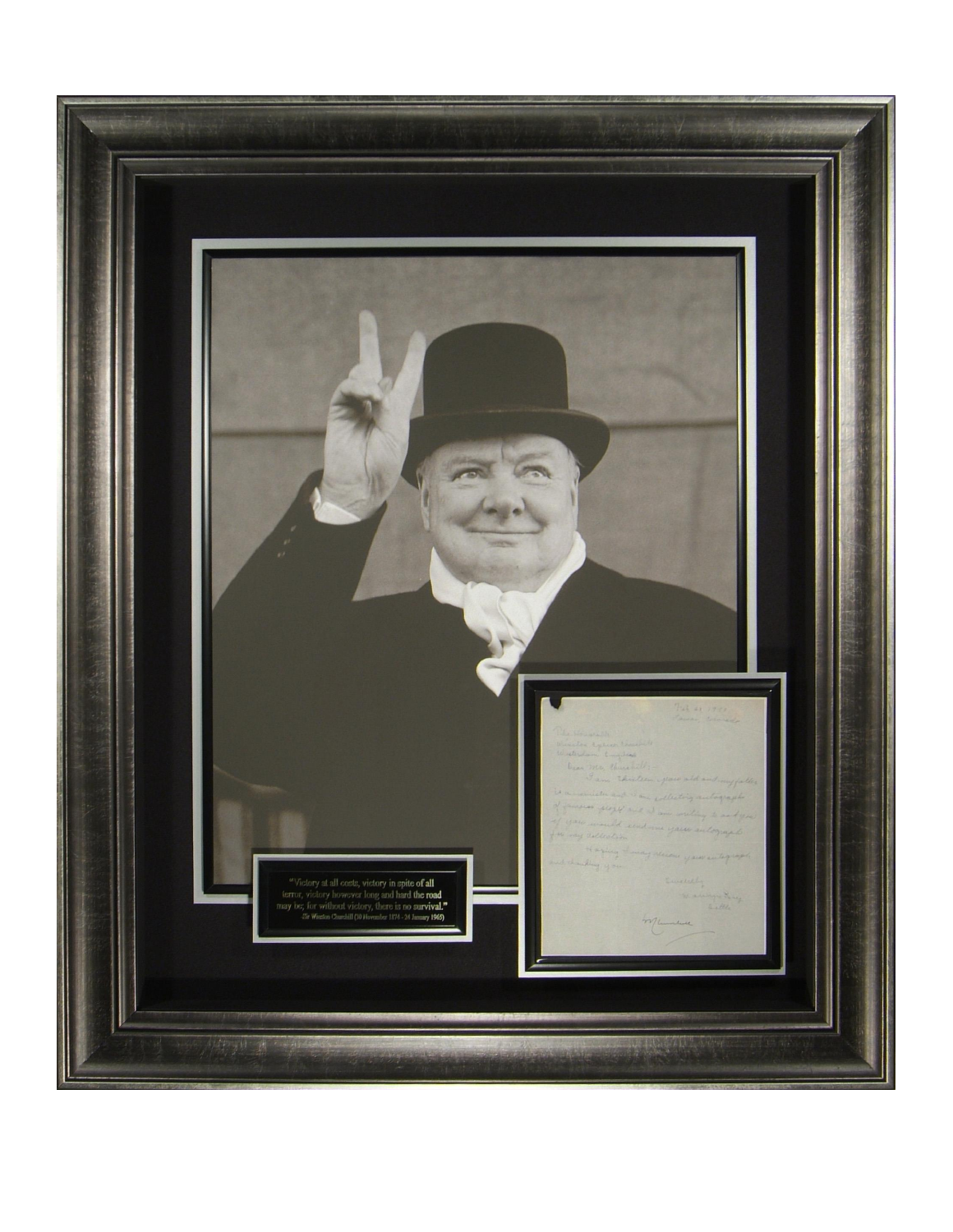"Victory at all costs, victory in spite of all terror, victory however long and hard the road may be; for without victory, there is no survival."

-Sir Winston Churchill (30 November 1874 - 24 January 1965)